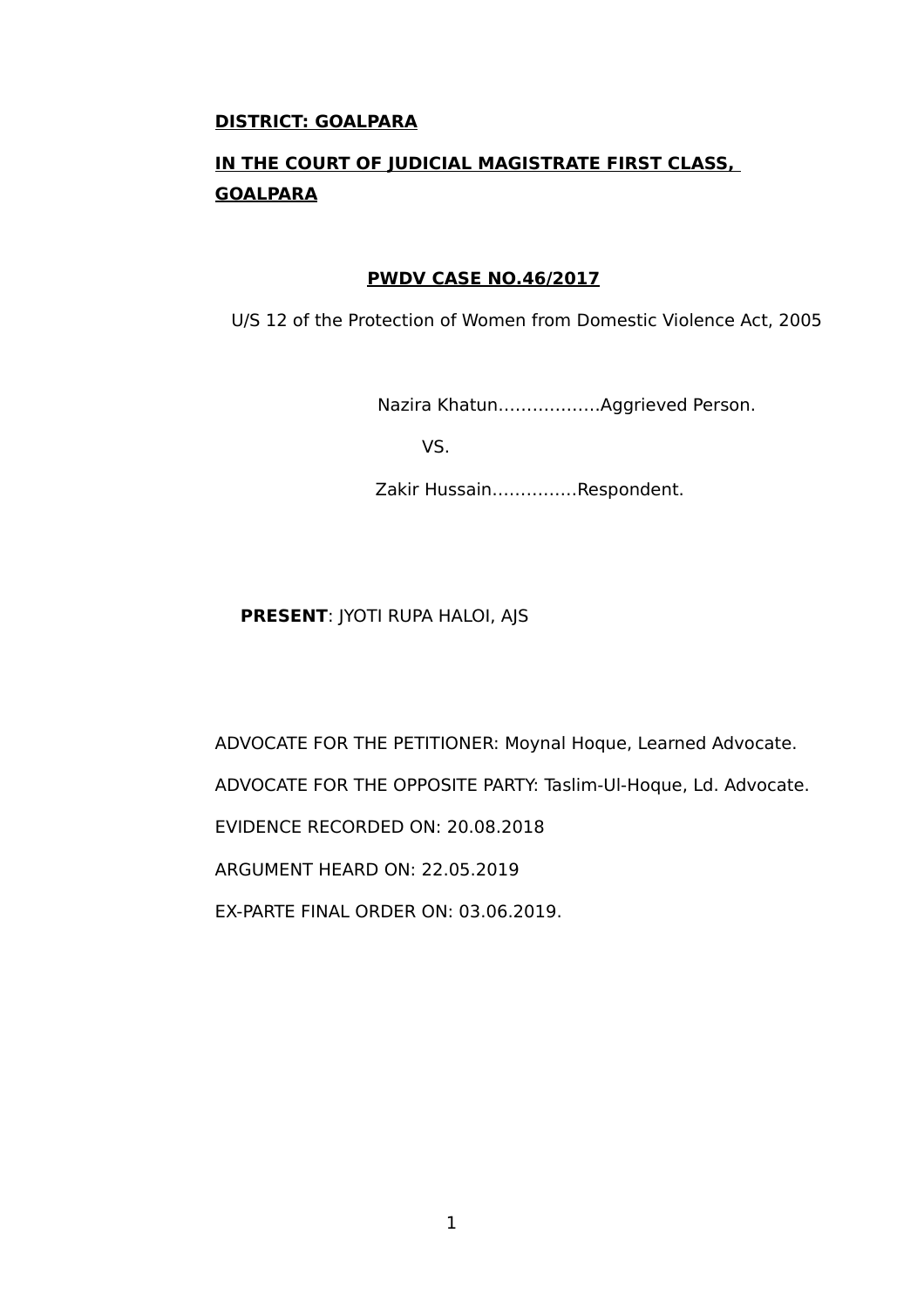**DISTRICT: GOALPARA**

**IN THE COURT OF JUDICIAL MAGISTRATE FIRST CLASS, GOALPARA**

**PWDV CASE NO.46/2017**

U/S 12 of the Protection of Women from Domestic Violence Act, 2005

Nazira Khatun………………Aggrieved Person.

VS.

Zakir Hussain……………Respondent.

**PRESENT**: JYOTI RUPA HALOI, AJS

ADVOCATE FOR THE PETITIONER: Moynal Hoque, Learned Advocate.

ADVOCATE FOR THE OPPOSITE PARTY: Taslim-Ul-Hoque, Ld. Advocate.

EVIDENCE RECORDED ON: 20.08.2018

ARGUMENT HEARD ON: 22.05.2019

EX-PARTE FINAL ORDER ON: 03.06.2019.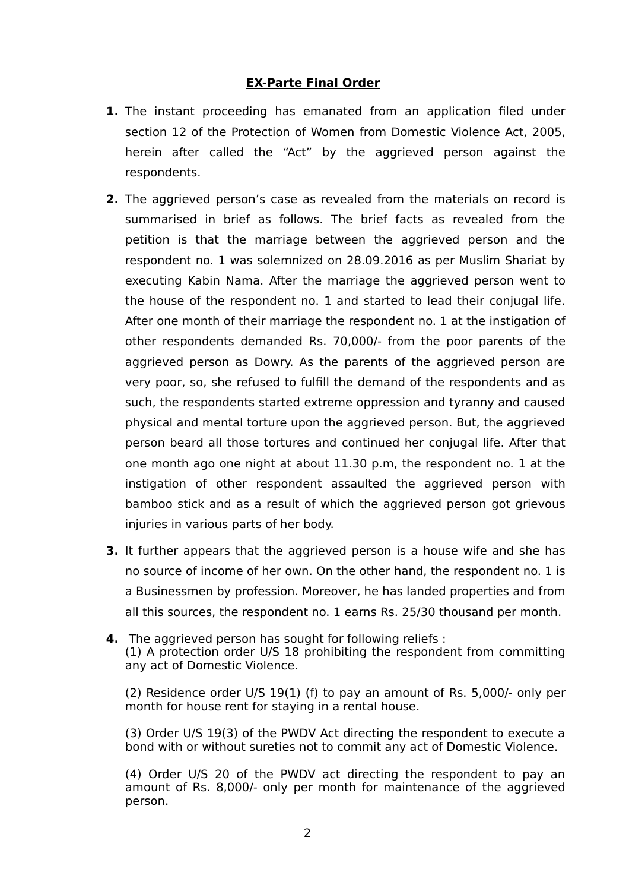**<u>EX-Parte Final Order</u>**

1. The instant proceeding has emanated from an application filed under section 12 of the Protection of Women from Domestic Violence Act, 2005, herein after called the "Act" by the aggrieved person against the respondents.

2. The aggrieved person's case as revealed from the materials on record is summarised in brief as follows. The brief facts as revealed from the petition is that the marriage between the aggrieved person and the respondent no. 1 was solemnized on 28.09.2016 as per Muslim Shariat by executing Kabin Nama. After the marriage the aggrieved person went to the house of the respondent no. 1 and started to lead their conjugal life. After one month of their marriage the respondent no. 1 at the instigation of other respondents demanded Rs. 70,000/- from the poor parents of the aggrieved person as Dowry. As the parents of the aggrieved person are very poor, so, she refused to fulfill the demand of the respondents and as such, the respondents started extreme oppression and tyranny and caused physical and mental torture upon the aggrieved person. But, the aggrieved person beard all those tortures and continued her conjugal life. After that one month ago one night at about 11.30 p.m, the respondent no. 1 at the instigation of other respondent assaulted the aggrieved person with bamboo stick and as a result of which the aggrieved person got grievous injuries in various parts of her body.

3. It further appears that the aggrieved person is a house wife and she has no source of income of her own. On the other hand, the respondent no. 1 is a Businessmen by profession. Moreover, he has landed properties and from all this sources, the respondent no. 1 earns Rs. 25/30 thousand per month.

4. The aggrieved person has sought for following reliefs :

   (1) A protection order U/S 18 prohibiting the respondent from committing any act of Domestic Violence.

   (2) Residence order U/S 19(1) (f) to pay an amount of Rs. 5,000/- only per month for house rent for staying in a rental house.

   (3) Order U/S 19(3) of the PWDV Act directing the respondent to execute a bond with or without sureties not to commit any act of Domestic Violence.

   (4) Order U/S 20 of the PWDV act directing the respondent to pay an amount of Rs. 8,000/- only per month for maintenance of the aggrieved person.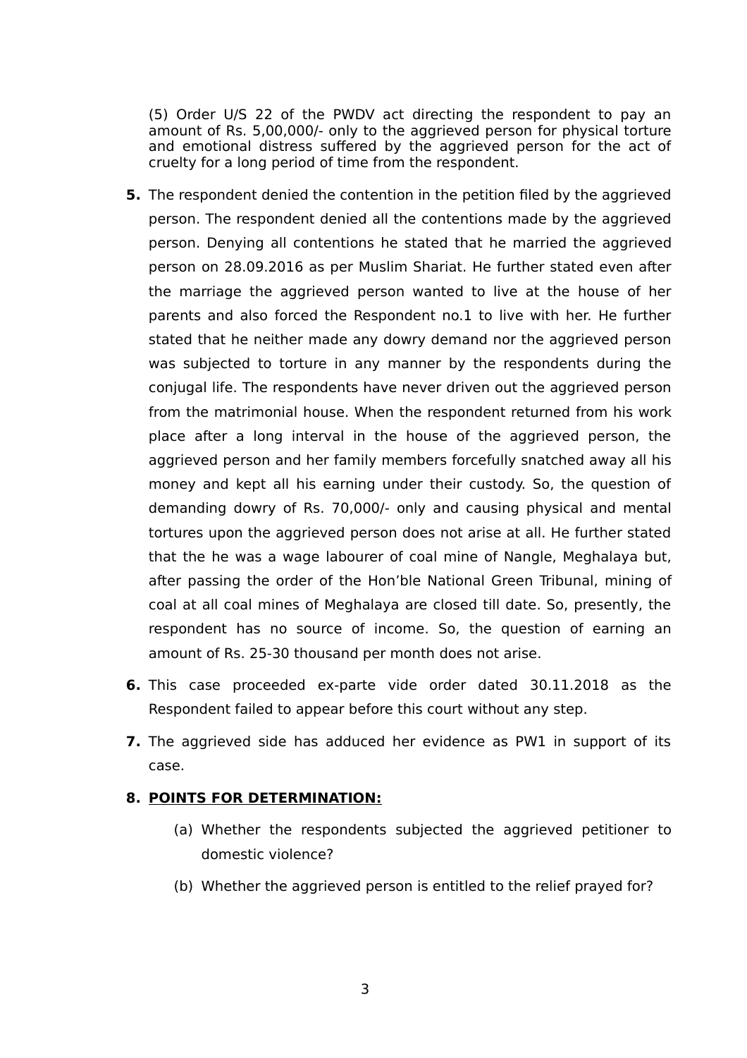(5) Order U/S 22 of the PWDV act directing the respondent to pay an amount of Rs. 5,00,000/- only to the aggrieved person for physical torture and emotional distress suffered by the aggrieved person for the act of cruelty for a long period of time from the respondent.

**5.** The respondent denied the contention in the petition filed by the aggrieved person. The respondent denied all the contentions made by the aggrieved person. Denying all contentions he stated that he married the aggrieved person on 28.09.2016 as per Muslim Shariat. He further stated even after the marriage the aggrieved person wanted to live at the house of her parents and also forced the Respondent no.1 to live with her. He further stated that he neither made any dowry demand nor the aggrieved person was subjected to torture in any manner by the respondents during the conjugal life. The respondents have never driven out the aggrieved person from the matrimonial house. When the respondent returned from his work place after a long interval in the house of the aggrieved person, the aggrieved person and her family members forcefully snatched away all his money and kept all his earning under their custody. So, the question of demanding dowry of Rs. 70,000/- only and causing physical and mental tortures upon the aggrieved person does not arise at all. He further stated that the he was a wage labourer of coal mine of Nangle, Meghalaya but, after passing the order of the Hon'ble National Green Tribunal, mining of coal at all coal mines of Meghalaya are closed till date. So, presently, the respondent has no source of income. So, the question of earning an amount of Rs. 25-30 thousand per month does not arise.

**6.** This case proceeded ex-parte vide order dated 30.11.2018 as the Respondent failed to appear before this court without any step.

**7.** The aggrieved side has adduced her evidence as PW1 in support of its case.

**8. POINTS FOR DETERMINATION:**

(a) Whether the respondents subjected the aggrieved petitioner to domestic violence?

(b) Whether the aggrieved person is entitled to the relief prayed for?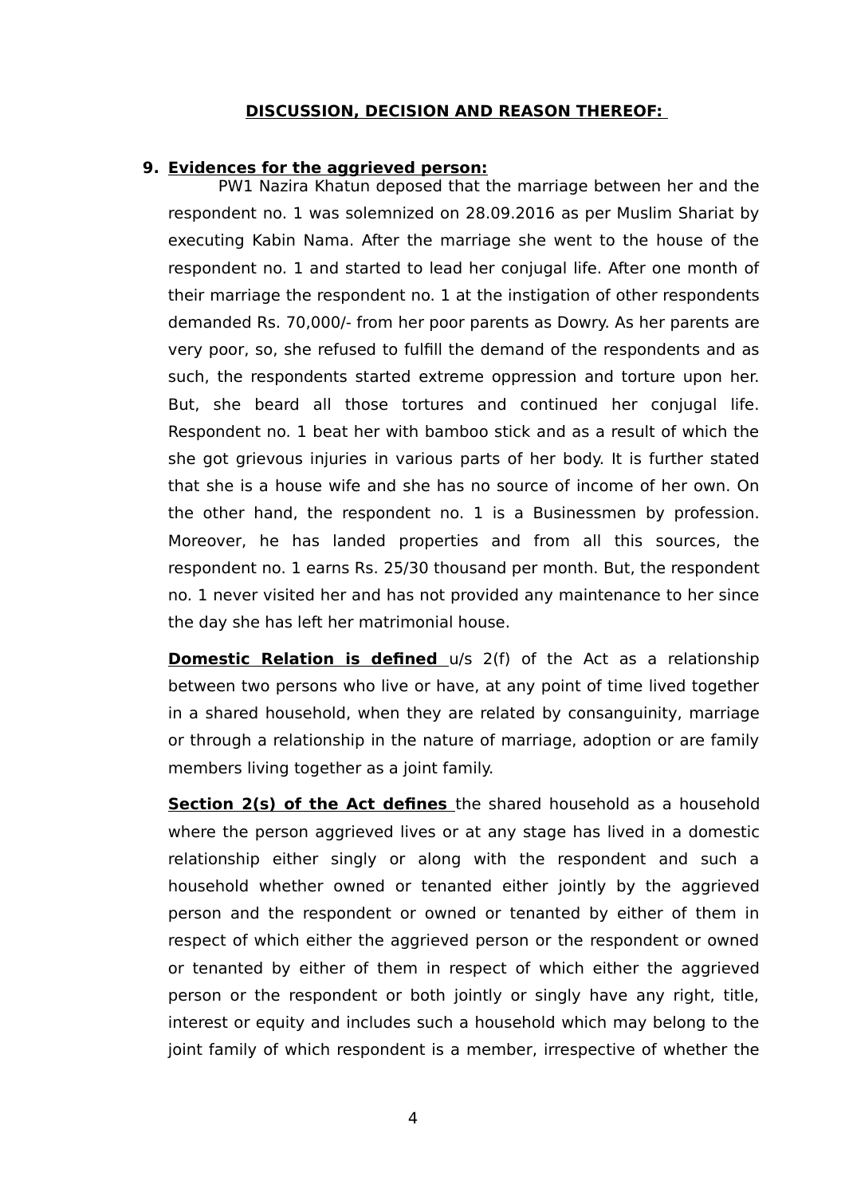**DISCUSSION, DECISION AND REASON THEREOF:**

**9. Evidences for the aggrieved person:**

PW1 Nazira Khatun deposed that the marriage between her and the respondent no. 1 was solemnized on 28.09.2016 as per Muslim Shariat by executing Kabin Nama. After the marriage she went to the house of the respondent no. 1 and started to lead her conjugal life. After one month of their marriage the respondent no. 1 at the instigation of other respondents demanded Rs. 70,000/- from her poor parents as Dowry. As her parents are very poor, so, she refused to fulfill the demand of the respondents and as such, the respondents started extreme oppression and torture upon her. But, she beard all those tortures and continued her conjugal life. Respondent no. 1 beat her with bamboo stick and as a result of which the she got grievous injuries in various parts of her body. It is further stated that she is a house wife and she has no source of income of her own. On the other hand, the respondent no. 1 is a Businessmen by profession. Moreover, he has landed properties and from all this sources, the respondent no. 1 earns Rs. 25/30 thousand per month. But, the respondent no. 1 never visited her and has not provided any maintenance to her since the day she has left her matrimonial house.

**Domestic Relation is defined** u/s 2(f) of the Act as a relationship between two persons who live or have, at any point of time lived together in a shared household, when they are related by consanguinity, marriage or through a relationship in the nature of marriage, adoption or are family members living together as a joint family.

**Section 2(s) of the Act defines** the shared household as a household where the person aggrieved lives or at any stage has lived in a domestic relationship either singly or along with the respondent and such a household whether owned or tenanted either jointly by the aggrieved person and the respondent or owned or tenanted by either of them in respect of which either the aggrieved person or the respondent or owned or tenanted by either of them in respect of which either the aggrieved person or the respondent or both jointly or singly have any right, title, interest or equity and includes such a household which may belong to the joint family of which respondent is a member, irrespective of whether the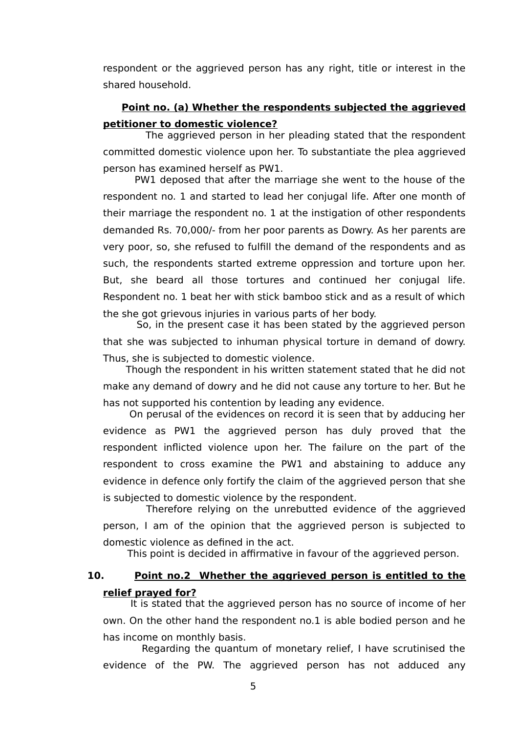respondent or the aggrieved person has any right, title or interest in the shared household.

**Point no. (a) Whether the respondents subjected the aggrieved petitioner to domestic violence?**

The aggrieved person in her pleading stated that the respondent committed domestic violence upon her. To substantiate the plea aggrieved person has examined herself as PW1.

PW1 deposed that after the marriage she went to the house of the respondent no. 1 and started to lead her conjugal life. After one month of their marriage the respondent no. 1 at the instigation of other respondents demanded Rs. 70,000/- from her poor parents as Dowry. As her parents are very poor, so, she refused to fulfill the demand of the respondents and as such, the respondents started extreme oppression and torture upon her. But, she beard all those tortures and continued her conjugal life. Respondent no. 1 beat her with stick bamboo stick and as a result of which the she got grievous injuries in various parts of her body.

So, in the present case it has been stated by the aggrieved person that she was subjected to inhuman physical torture in demand of dowry. Thus, she is subjected to domestic violence.

Though the respondent in his written statement stated that he did not make any demand of dowry and he did not cause any torture to her. But he has not supported his contention by leading any evidence.

On perusal of the evidences on record it is seen that by adducing her evidence as PW1 the aggrieved person has duly proved that the respondent inflicted violence upon her. The failure on the part of the respondent to cross examine the PW1 and abstaining to adduce any evidence in defence only fortify the claim of the aggrieved person that she is subjected to domestic violence by the respondent.

Therefore relying on the unrebutted evidence of the aggrieved person, I am of the opinion that the aggrieved person is subjected to domestic violence as defined in the act.

This point is decided in affirmative in favour of the aggrieved person.

10. **Point no.2 Whether the aggrieved person is entitled to the relief prayed for?**

It is stated that the aggrieved person has no source of income of her own. On the other hand the respondent no.1 is able bodied person and he has income on monthly basis.

Regarding the quantum of monetary relief, I have scrutinised the evidence of the PW. The aggrieved person has not adduced any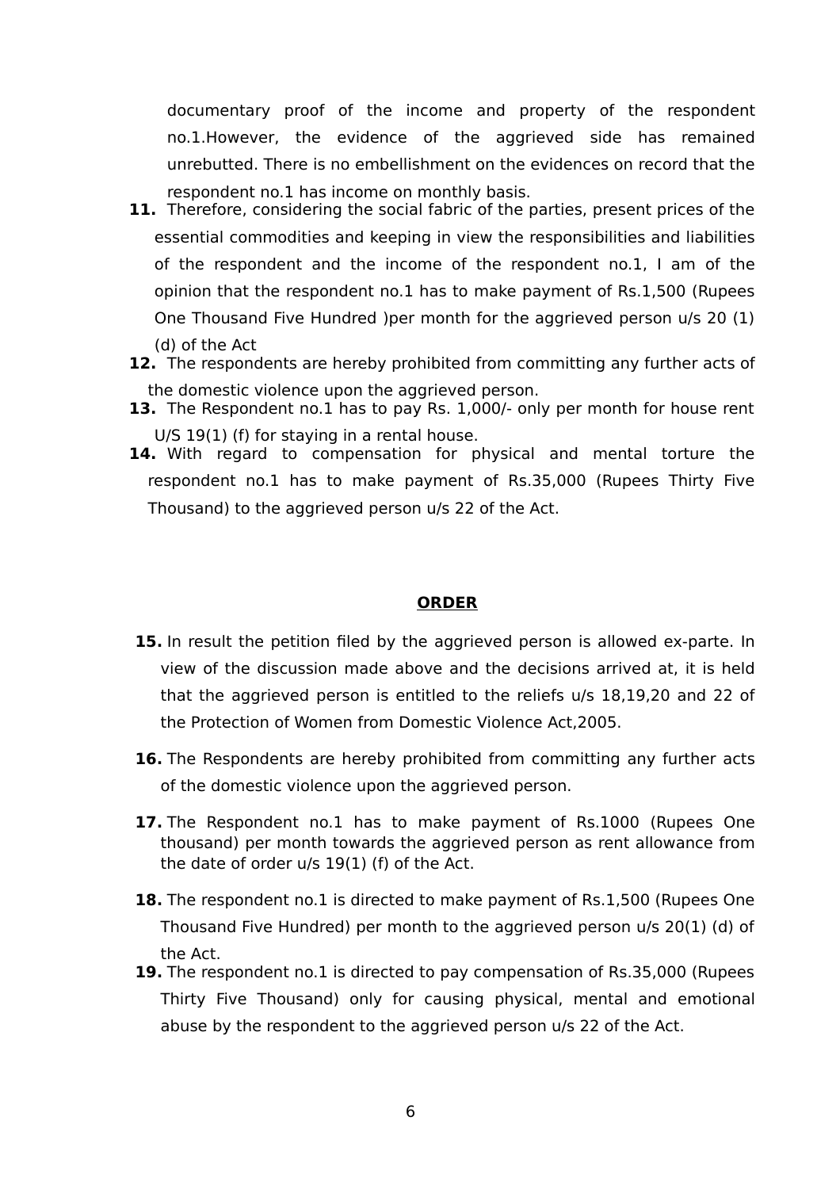documentary proof of the income and property of the respondent no.1.However, the evidence of the aggrieved side has remained unrebutted. There is no embellishment on the evidences on record that the respondent no.1 has income on monthly basis.

**11.** Therefore, considering the social fabric of the parties, present prices of the essential commodities and keeping in view the responsibilities and liabilities of the respondent and the income of the respondent no.1, I am of the opinion that the respondent no.1 has to make payment of Rs.1,500 (Rupees One Thousand Five Hundred )per month for the aggrieved person u/s 20 (1) (d) of the Act

**12.** The respondents are hereby prohibited from committing any further acts of the domestic violence upon the aggrieved person.

**13.** The Respondent no.1 has to pay Rs. 1,000/- only per month for house rent U/S 19(1) (f) for staying in a rental house.

**14.** With regard to compensation for physical and mental torture the respondent no.1 has to make payment of Rs.35,000 (Rupees Thirty Five Thousand) to the aggrieved person u/s 22 of the Act.

## **<u>ORDER</u>**

**15.** In result the petition filed by the aggrieved person is allowed ex-parte. In view of the discussion made above and the decisions arrived at, it is held that the aggrieved person is entitled to the reliefs u/s 18,19,20 and 22 of the Protection of Women from Domestic Violence Act,2005.

**16.** The Respondents are hereby prohibited from committing any further acts of the domestic violence upon the aggrieved person.

**17.** The Respondent no.1 has to make payment of Rs.1000 (Rupees One thousand) per month towards the aggrieved person as rent allowance from the date of order u/s 19(1) (f) of the Act.

**18.** The respondent no.1 is directed to make payment of Rs.1,500 (Rupees One Thousand Five Hundred) per month to the aggrieved person u/s 20(1) (d) of the Act.

**19.** The respondent no.1 is directed to pay compensation of Rs.35,000 (Rupees Thirty Five Thousand) only for causing physical, mental and emotional abuse by the respondent to the aggrieved person u/s 22 of the Act.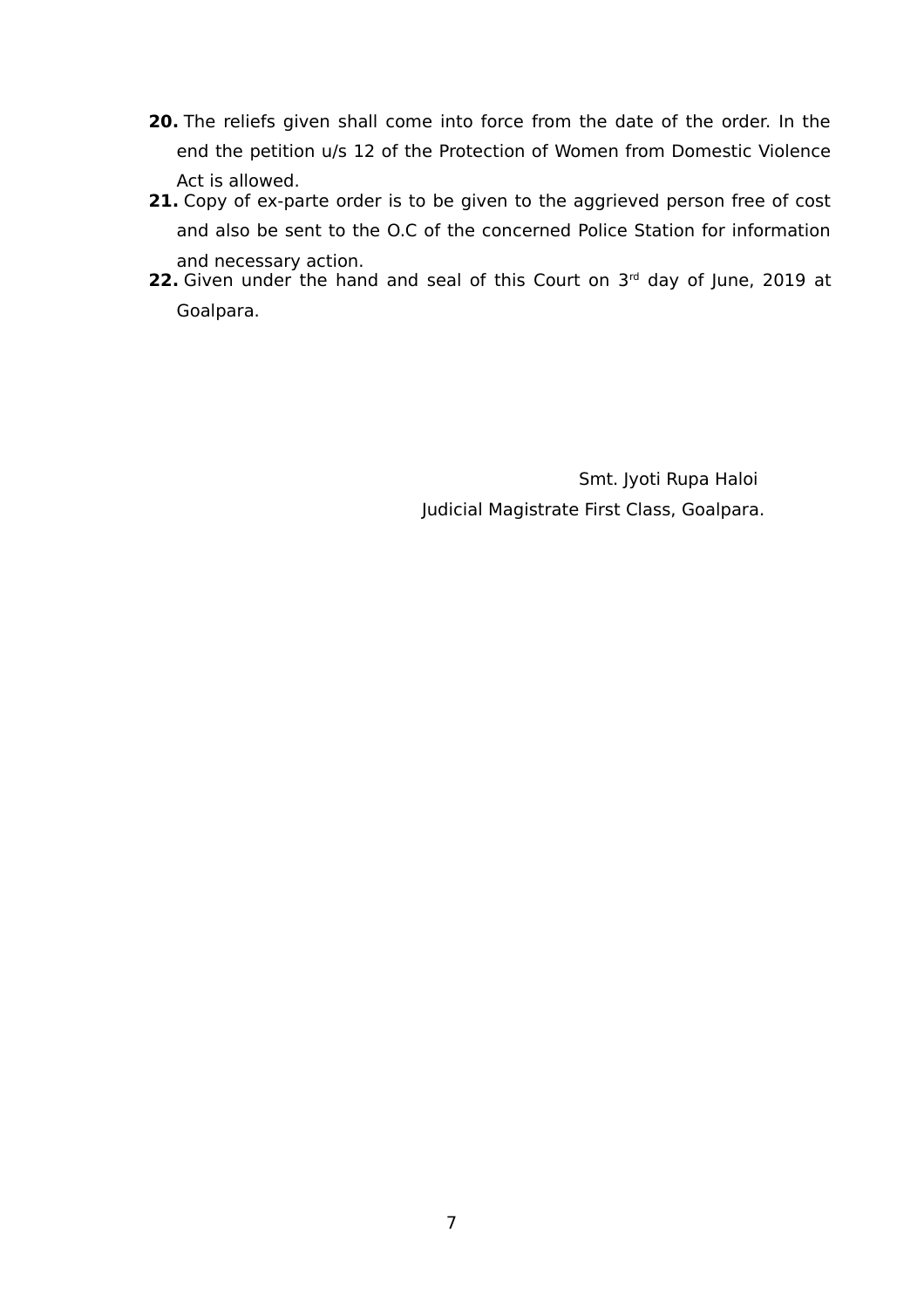**20.** The reliefs given shall come into force from the date of the order. In the end the petition u/s 12 of the Protection of Women from Domestic Violence Act is allowed.

**21.** Copy of ex-parte order is to be given to the aggrieved person free of cost and also be sent to the O.C of the concerned Police Station for information and necessary action.

**22.** Given under the hand and seal of this Court on 3rd day of June, 2019 at Goalpara.

Smt. Jyoti Rupa Haloi

Judicial Magistrate First Class, Goalpara.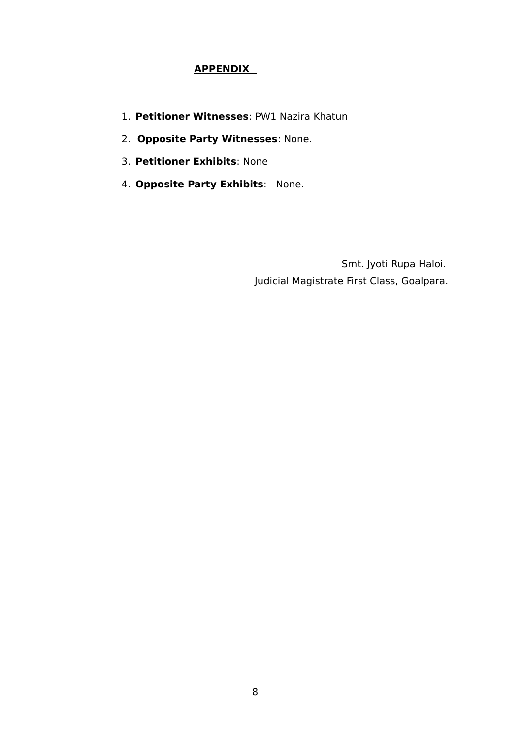## APPENDIX

1. **Petitioner Witnesses**: PW1 Nazira Khatun
2. **Opposite Party Witnesses**: None.
3. **Petitioner Exhibits**: None
4. **Opposite Party Exhibits**: None.

Smt. Jyoti Rupa Haloi.
Judicial Magistrate First Class, Goalpara.